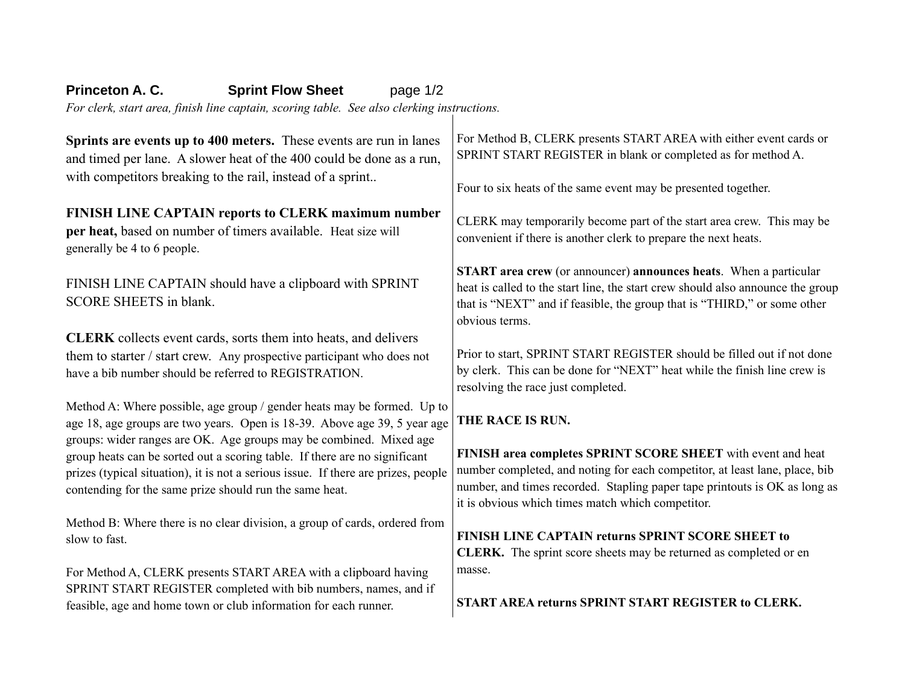**Princeton A. C.** **Sprint Flow Sheet**

*For clerk, start area, finish line captain, scoring table. See also clerking instructions.*

**Sprints are events up to 400 meters.** These events are run in lanes and timed per lane. A slower heat of the 400 could be done as a run, with competitors breaking to the rail, instead of a sprint..

**FINISH LINE CAPTAIN reports to CLERK maximum number per heat,** based on number of timers available. Heat size will generally be 4 to 6 people.

FINISH LINE CAPTAIN should have a clipboard with SPRINT SCORE SHEETS in blank.

**CLERK** collects event cards, sorts them into heats, and delivers them to starter / start crew. Any prospective participant who does not have a bib number should be referred to REGISTRATION.

Method A: Where possible, age group / gender heats may be formed. Up to age 18, age groups are two years. Open is 18-39. Above age 39, 5 year age groups: wider ranges are OK. Age groups may be combined. Mixed age group heats can be sorted out a scoring table. If there are no significant prizes (typical situation), it is not a serious issue. If there are prizes, people contending for the same prize should run the same heat.

Method B: Where there is no clear division, a group of cards, ordered from slow to fast.

For Method A, CLERK presents START AREA with a clipboard having SPRINT START REGISTER completed with bib numbers, names, and if feasible, age and home town or club information for each runner.

For Method B, CLERK presents START AREA with either event cards or SPRINT START REGISTER in blank or completed as for method A.

Four to six heats of the same event may be presented together.

CLERK may temporarily become part of the start area crew. This may be convenient if there is another clerk to prepare the next heats.

**START area crew** (or announcer) **announces heats**. When a particular heat is called to the start line, the start crew should also announce the group that is "NEXT" and if feasible, the group that is "THIRD," or some other obvious terms.

Prior to start, SPRINT START REGISTER should be filled out if not done by clerk. This can be done for "NEXT" heat while the finish line crew is resolving the race just completed.

**THE RACE IS RUN.**

**FINISH area completes SPRINT SCORE SHEET** with event and heat number completed, and noting for each competitor, at least lane, place, bib number, and times recorded. Stapling paper tape printouts is OK as long as it is obvious which times match which competitor.

**FINISH LINE CAPTAIN returns SPRINT SCORE SHEET to CLERK.** The sprint score sheets may be returned as completed or en masse.

**START AREA returns SPRINT START REGISTER to CLERK.**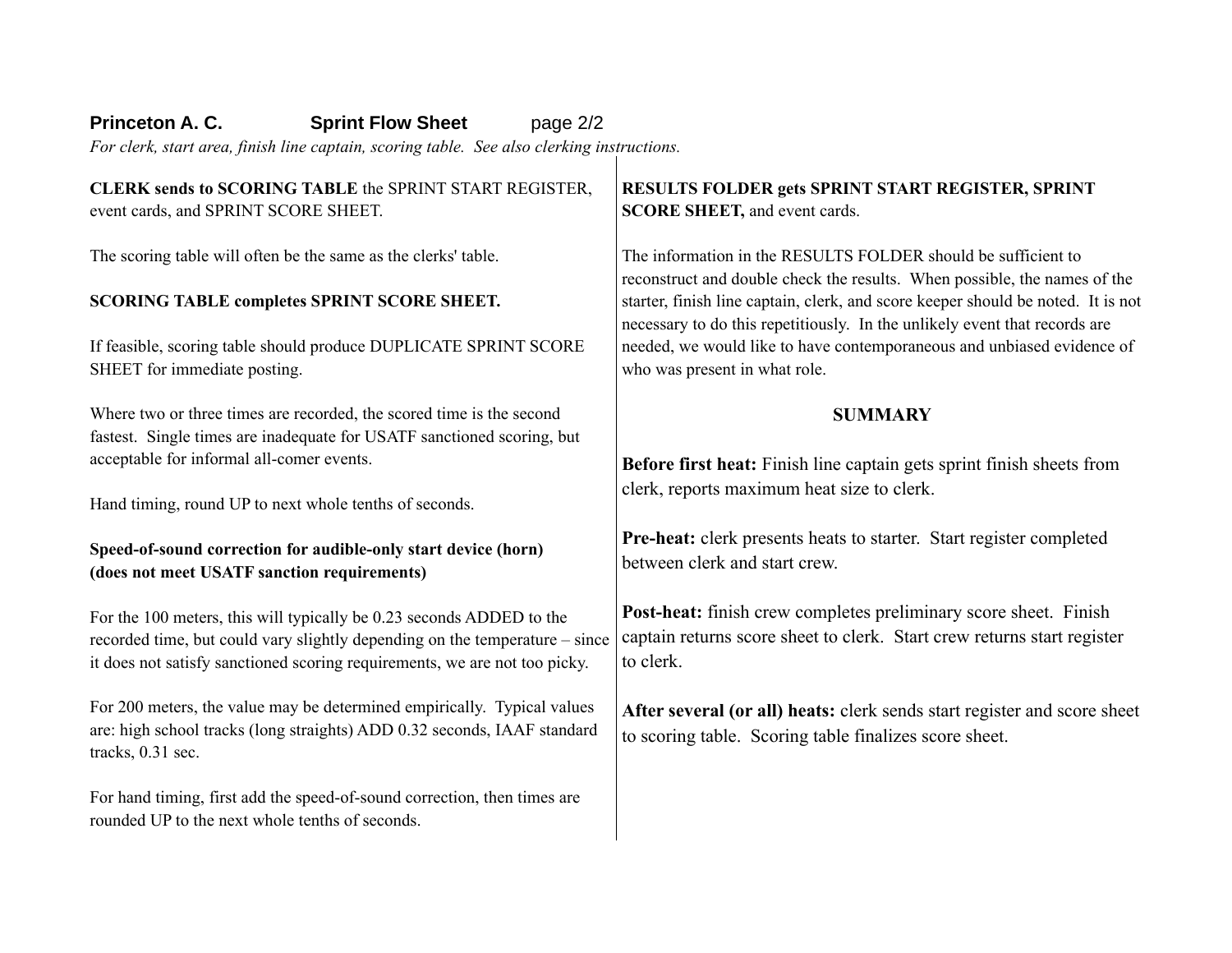**Princeton A. C.** **Sprint Flow Sheet** page 2/2

*For clerk, start area, finish line captain, scoring table. See also clerking instructions.*

**CLERK sends to SCORING TABLE** the SPRINT START REGISTER, event cards, and SPRINT SCORE SHEET.

The scoring table will often be the same as the clerks' table.

**SCORING TABLE completes SPRINT SCORE SHEET.**

If feasible, scoring table should produce DUPLICATE SPRINT SCORE SHEET for immediate posting.

Where two or three times are recorded, the scored time is the second fastest. Single times are inadequate for USATF sanctioned scoring, but acceptable for informal all-comer events.

Hand timing, round UP to next whole tenths of seconds.

**Speed-of-sound correction for audible-only start device (horn)**
**(does not meet USATF sanction requirements)**

For the 100 meters, this will typically be 0.23 seconds ADDED to the recorded time, but could vary slightly depending on the temperature – since it does not satisfy sanctioned scoring requirements, we are not too picky.

For 200 meters, the value may be determined empirically. Typical values are: high school tracks (long straights) ADD 0.32 seconds, IAAF standard tracks, 0.31 sec.

For hand timing, first add the speed-of-sound correction, then times are rounded UP to the next whole tenths of seconds.

**RESULTS FOLDER gets SPRINT START REGISTER, SPRINT SCORE SHEET,** and event cards.

The information in the RESULTS FOLDER should be sufficient to reconstruct and double check the results. When possible, the names of the starter, finish line captain, clerk, and score keeper should be noted. It is not necessary to do this repetitiously. In the unlikely event that records are needed, we would like to have contemporaneous and unbiased evidence of who was present in what role.

## SUMMARY

**Before first heat:** Finish line captain gets sprint finish sheets from clerk, reports maximum heat size to clerk.

**Pre-heat:** clerk presents heats to starter. Start register completed between clerk and start crew.

**Post-heat:** finish crew completes preliminary score sheet. Finish captain returns score sheet to clerk. Start crew returns start register to clerk.

**After several (or all) heats:** clerk sends start register and score sheet to scoring table. Scoring table finalizes score sheet.